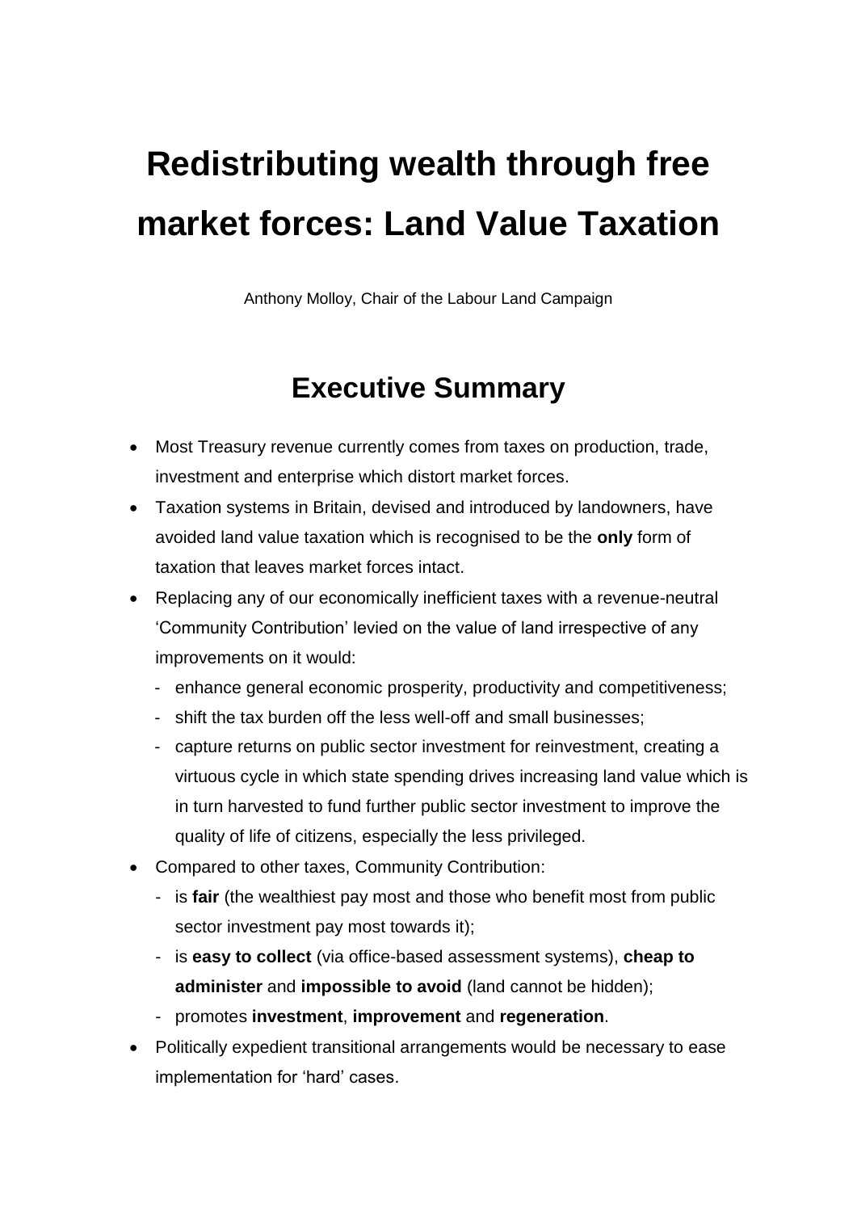# Redistributing wealth through free market forces: Land Value Taxation

Anthony Molloy, Chair of the Labour Land Campaign

## Executive Summary

- Most Treasury revenue currently comes from taxes on production, trade, investment and enterprise which distort market forces.
- Taxation systems in Britain, devised and introduced by landowners, have avoided land value taxation which is recognised to be the **only** form of taxation that leaves market forces intact.
- Replacing any of our economically inefficient taxes with a revenue-neutral 'Community Contribution' levied on the value of land irrespective of any improvements on it would:
  - enhance general economic prosperity, productivity and competitiveness;
  - shift the tax burden off the less well-off and small businesses;
  - capture returns on public sector investment for reinvestment, creating a virtuous cycle in which state spending drives increasing land value which is in turn harvested to fund further public sector investment to improve the quality of life of citizens, especially the less privileged.
- Compared to other taxes, Community Contribution:
  - is **fair** (the wealthiest pay most and those who benefit most from public sector investment pay most towards it);
  - is **easy to collect** (via office-based assessment systems), **cheap to administer** and **impossible to avoid** (land cannot be hidden);
  - promotes **investment**, **improvement** and **regeneration**.
- Politically expedient transitional arrangements would be necessary to ease implementation for 'hard' cases.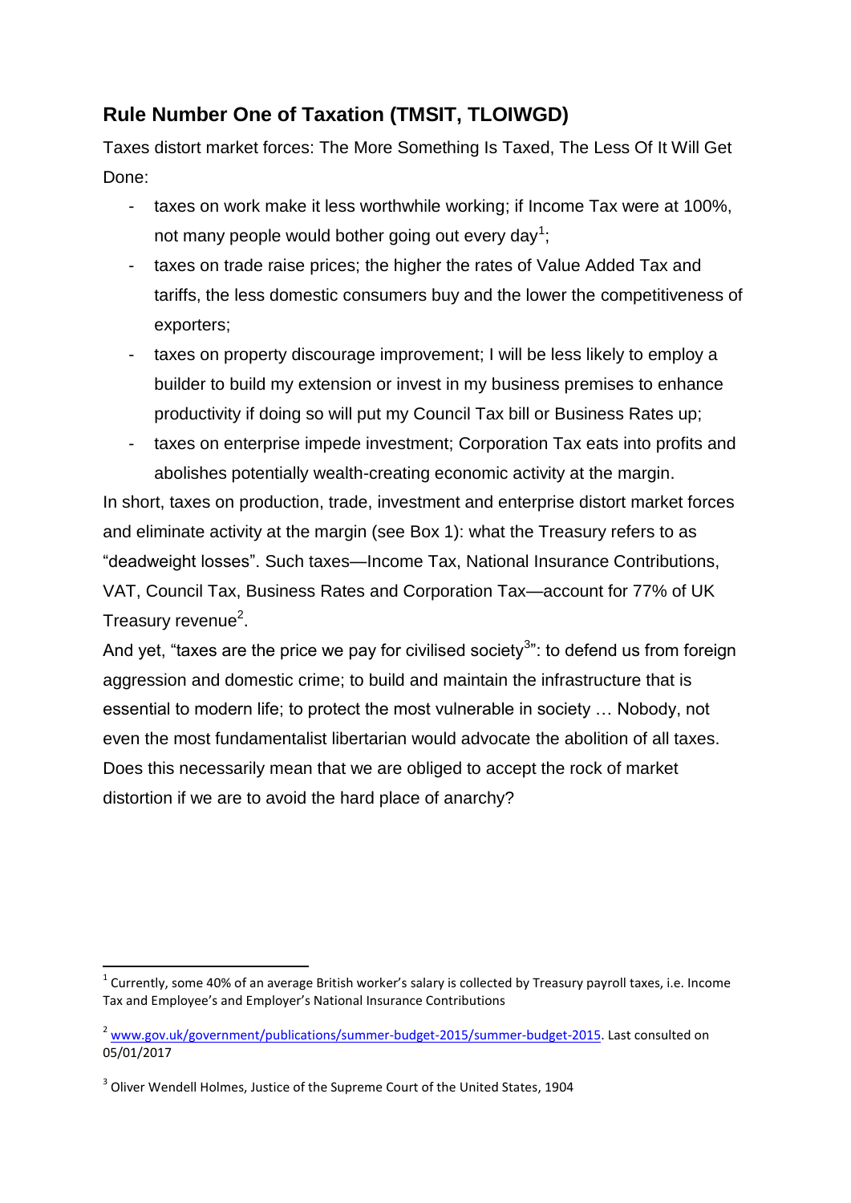## Rule Number One of Taxation (TMSIT, TLOIWGD)

Taxes distort market forces: The More Something Is Taxed, The Less Of It Will Get Done:

- taxes on work make it less worthwhile working; if Income Tax were at 100%, not many people would bother going out every day[1];
- taxes on trade raise prices; the higher the rates of Value Added Tax and tariffs, the less domestic consumers buy and the lower the competitiveness of exporters;
- taxes on property discourage improvement; I will be less likely to employ a builder to build my extension or invest in my business premises to enhance productivity if doing so will put my Council Tax bill or Business Rates up;
- taxes on enterprise impede investment; Corporation Tax eats into profits and abolishes potentially wealth-creating economic activity at the margin.

In short, taxes on production, trade, investment and enterprise distort market forces and eliminate activity at the margin (see Box 1): what the Treasury refers to as "deadweight losses". Such taxes—Income Tax, National Insurance Contributions, VAT, Council Tax, Business Rates and Corporation Tax—account for 77% of UK Treasury revenue[2].

And yet, "taxes are the price we pay for civilised society[3]": to defend us from foreign aggression and domestic crime; to build and maintain the infrastructure that is essential to modern life; to protect the most vulnerable in society … Nobody, not even the most fundamentalist libertarian would advocate the abolition of all taxes. Does this necessarily mean that we are obliged to accept the rock of market distortion if we are to avoid the hard place of anarchy?

---

[1] Currently, some 40% of an average British worker's salary is collected by Treasury payroll taxes, i.e. Income Tax and Employee's and Employer's National Insurance Contributions

[2] www.gov.uk/government/publications/summer-budget-2015/summer-budget-2015. Last consulted on 05/01/2017

[3] Oliver Wendell Holmes, Justice of the Supreme Court of the United States, 1904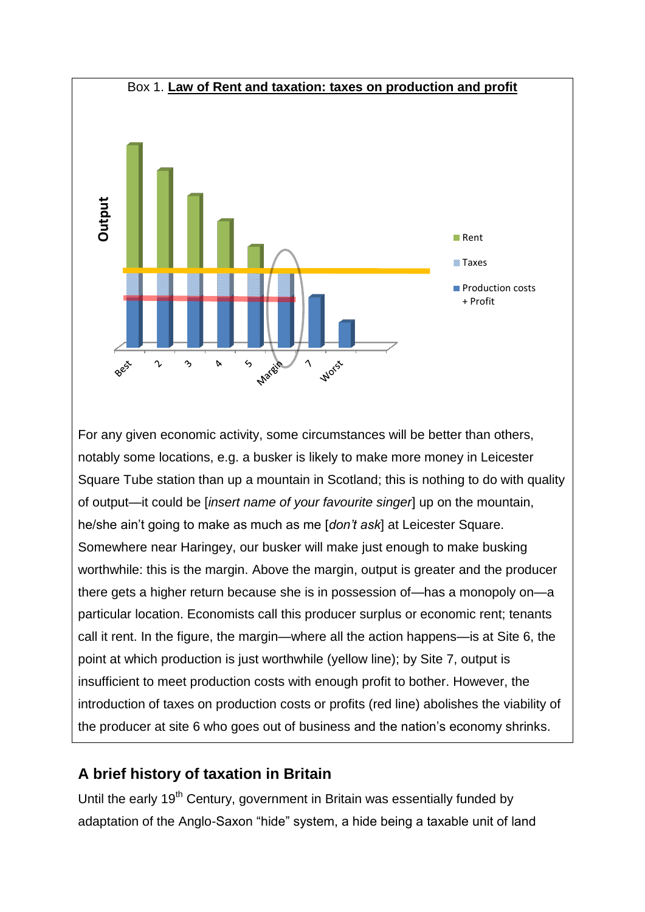Box 1. **Law of Rent and taxation: taxes on production and profit**

For any given economic activity, some circumstances will be better than others, notably some locations, e.g. a busker is likely to make more money in Leicester Square Tube station than up a mountain in Scotland; this is nothing to do with quality of output—it could be [*insert name of your favourite singer*] up on the mountain, he/she ain't going to make as much as me [*don't ask*] at Leicester Square. Somewhere near Haringey, our busker will make just enough to make busking worthwhile: this is the margin. Above the margin, output is greater and the producer there gets a higher return because she is in possession of—has a monopoly on—a particular location. Economists call this producer surplus or economic rent; tenants call it rent. In the figure, the margin—where all the action happens—is at Site 6, the point at which production is just worthwhile (yellow line); by Site 7, output is insufficient to meet production costs with enough profit to bother. However, the introduction of taxes on production costs or profits (red line) abolishes the viability of the producer at site 6 who goes out of business and the nation's economy shrinks.

## A brief history of taxation in Britain

Until the early 19th Century, government in Britain was essentially funded by adaptation of the Anglo-Saxon "hide" system, a hide being a taxable unit of land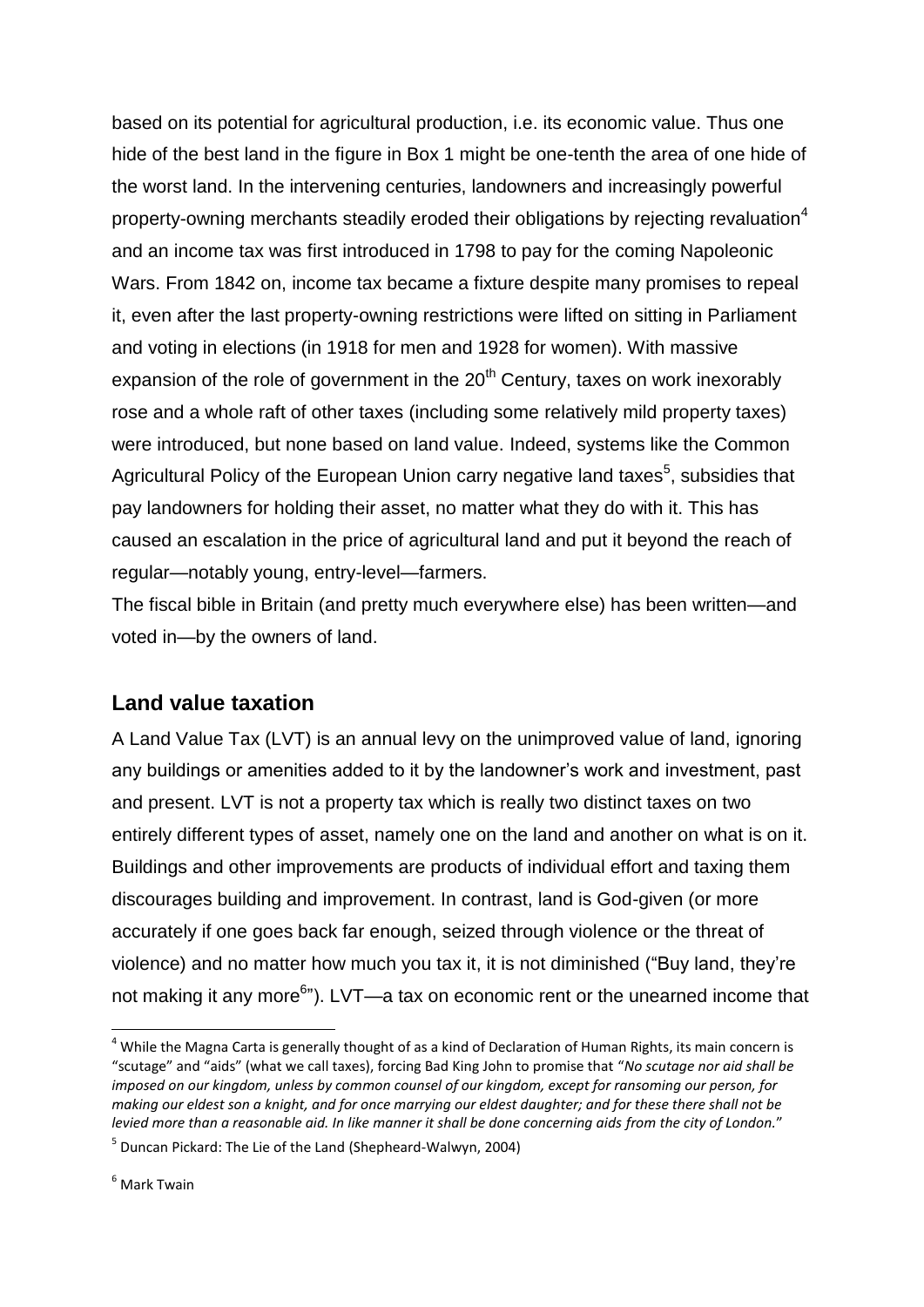based on its potential for agricultural production, i.e. its economic value. Thus one hide of the best land in the figure in Box 1 might be one-tenth the area of one hide of the worst land. In the intervening centuries, landowners and increasingly powerful property-owning merchants steadily eroded their obligations by rejecting revaluation[4] and an income tax was first introduced in 1798 to pay for the coming Napoleonic Wars. From 1842 on, income tax became a fixture despite many promises to repeal it, even after the last property-owning restrictions were lifted on sitting in Parliament and voting in elections (in 1918 for men and 1928 for women). With massive expansion of the role of government in the 20th Century, taxes on work inexorably rose and a whole raft of other taxes (including some relatively mild property taxes) were introduced, but none based on land value. Indeed, systems like the Common Agricultural Policy of the European Union carry negative land taxes[5], subsidies that pay landowners for holding their asset, no matter what they do with it. This has caused an escalation in the price of agricultural land and put it beyond the reach of regular—notably young, entry-level—farmers.

The fiscal bible in Britain (and pretty much everywhere else) has been written—and voted in—by the owners of land.

## Land value taxation

A Land Value Tax (LVT) is an annual levy on the unimproved value of land, ignoring any buildings or amenities added to it by the landowner's work and investment, past and present. LVT is not a property tax which is really two distinct taxes on two entirely different types of asset, namely one on the land and another on what is on it. Buildings and other improvements are products of individual effort and taxing them discourages building and improvement. In contrast, land is God-given (or more accurately if one goes back far enough, seized through violence or the threat of violence) and no matter how much you tax it, it is not diminished ("Buy land, they're not making it any more[6]"). LVT—a tax on economic rent or the unearned income that

---

[4] While the Magna Carta is generally thought of as a kind of Declaration of Human Rights, its main concern is "scutage" and "aids" (what we call taxes), forcing Bad King John to promise that "*No scutage nor aid shall be imposed on our kingdom, unless by common counsel of our kingdom, except for ransoming our person, for making our eldest son a knight, and for once marrying our eldest daughter; and for these there shall not be levied more than a reasonable aid. In like manner it shall be done concerning aids from the city of London.*"

[5] Duncan Pickard: The Lie of the Land (Shepheard-Walwyn, 2004)

[6] Mark Twain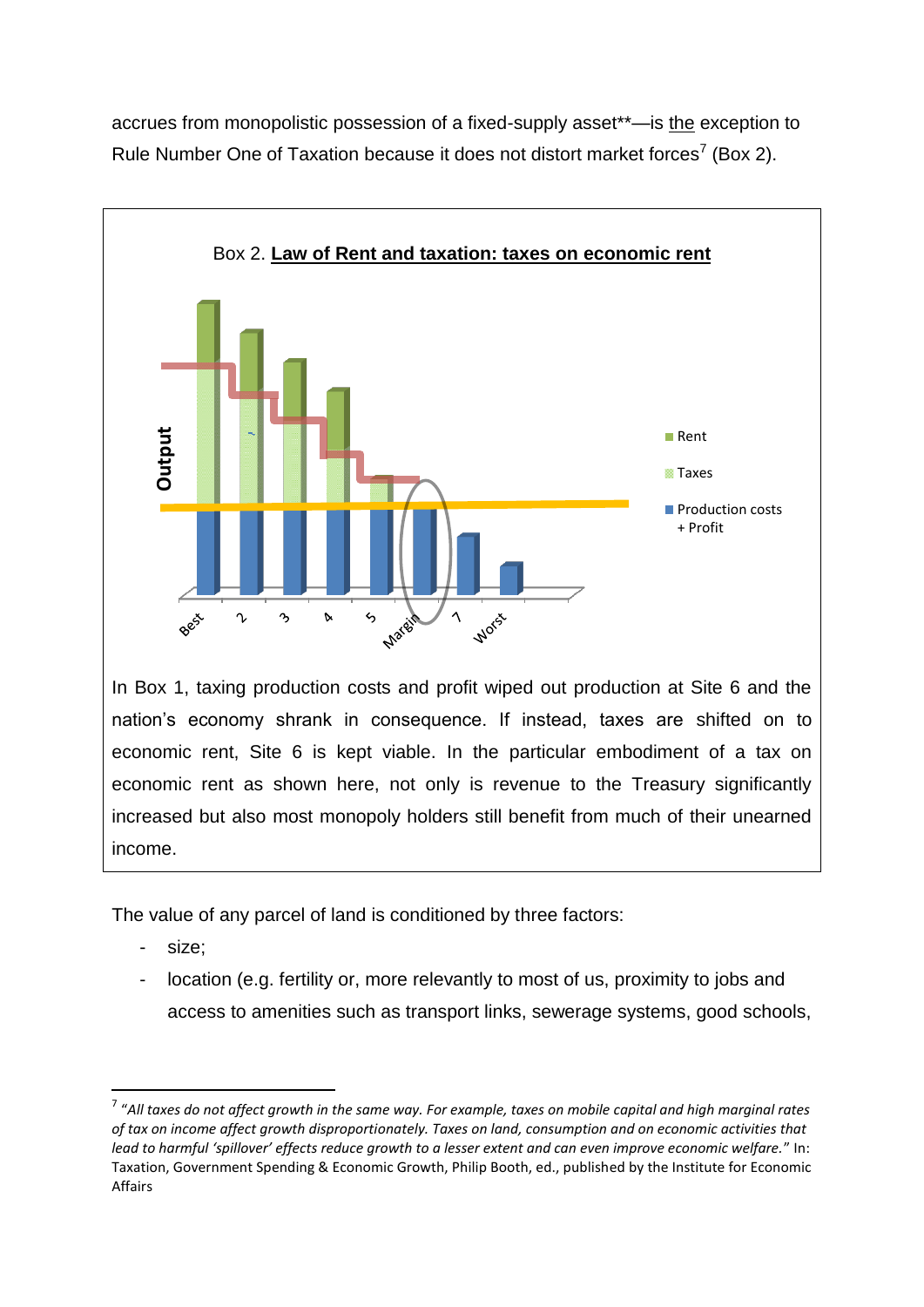accrues from monopolistic possession of a fixed-supply asset**—is the exception to Rule Number One of Taxation because it does not distort market forces[7] (Box 2).

Box 2. **Law of Rent and taxation: taxes on economic rent**

In Box 1, taxing production costs and profit wiped out production at Site 6 and the nation's economy shrank in consequence. If instead, taxes are shifted on to economic rent, Site 6 is kept viable. In the particular embodiment of a tax on economic rent as shown here, not only is revenue to the Treasury significantly increased but also most monopoly holders still benefit from much of their unearned income.

The value of any parcel of land is conditioned by three factors:

- size;
- location (e.g. fertility or, more relevantly to most of us, proximity to jobs and access to amenities such as transport links, sewerage systems, good schools,

[7] *"All taxes do not affect growth in the same way. For example, taxes on mobile capital and high marginal rates of tax on income affect growth disproportionately. Taxes on land, consumption and on economic activities that lead to harmful 'spillover' effects reduce growth to a lesser extent and can even improve economic welfare."* In: Taxation, Government Spending & Economic Growth, Philip Booth, ed., published by the Institute for Economic Affairs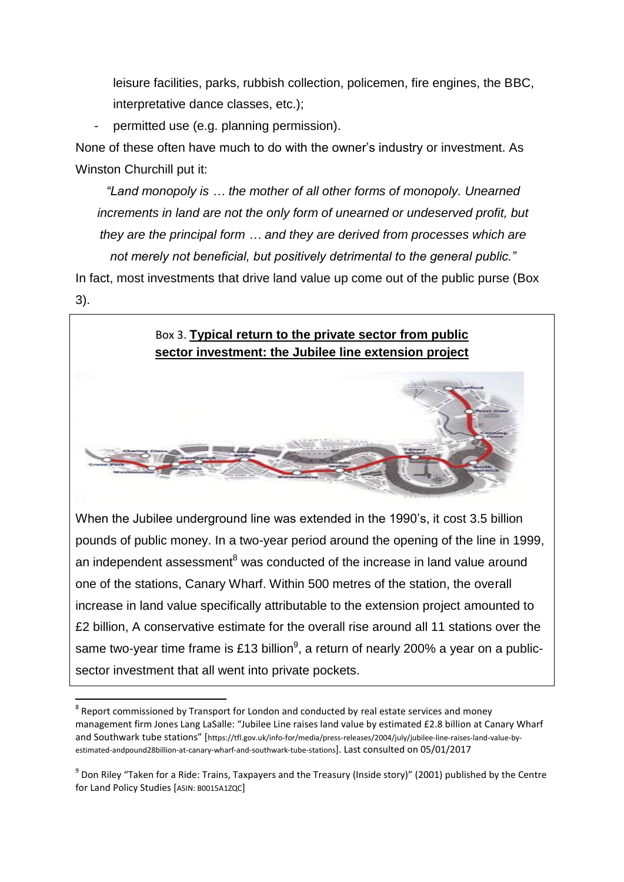leisure facilities, parks, rubbish collection, policemen, fire engines, the BBC, interpretative dance classes, etc.);

- permitted use (e.g. planning permission).

None of these often have much to do with the owner's industry or investment. As Winston Churchill put it:

> *"Land monopoly is … the mother of all other forms of monopoly. Unearned increments in land are not the only form of unearned or undeserved profit, but they are the principal form … and they are derived from processes which are not merely not beneficial, but positively detrimental to the general public."*

In fact, most investments that drive land value up come out of the public purse (Box 3).

Box 3. **Typical return to the private sector from public sector investment: the Jubilee line extension project**

When the Jubilee underground line was extended in the 1990's, it cost 3.5 billion pounds of public money. In a two-year period around the opening of the line in 1999, an independent assessment[8] was conducted of the increase in land value around one of the stations, Canary Wharf. Within 500 metres of the station, the overall increase in land value specifically attributable to the extension project amounted to £2 billion, A conservative estimate for the overall rise around all 11 stations over the same two-year time frame is £13 billion[9], a return of nearly 200% a year on a public-sector investment that all went into private pockets.

---

[8] Report commissioned by Transport for London and conducted by real estate services and money management firm Jones Lang LaSalle: "Jubilee Line raises land value by estimated £2.8 billion at Canary Wharf and Southwark tube stations" [https://tfl.gov.uk/info-for/media/press-releases/2004/july/jubilee-line-raises-land-value-by-estimated-andpound28billion-at-canary-wharf-and-southwark-tube-stations]. Last consulted on 05/01/2017

[9] Don Riley "Taken for a Ride: Trains, Taxpayers and the Treasury (Inside story)" (2001) published by the Centre for Land Policy Studies [ASIN: B0015A1ZQC]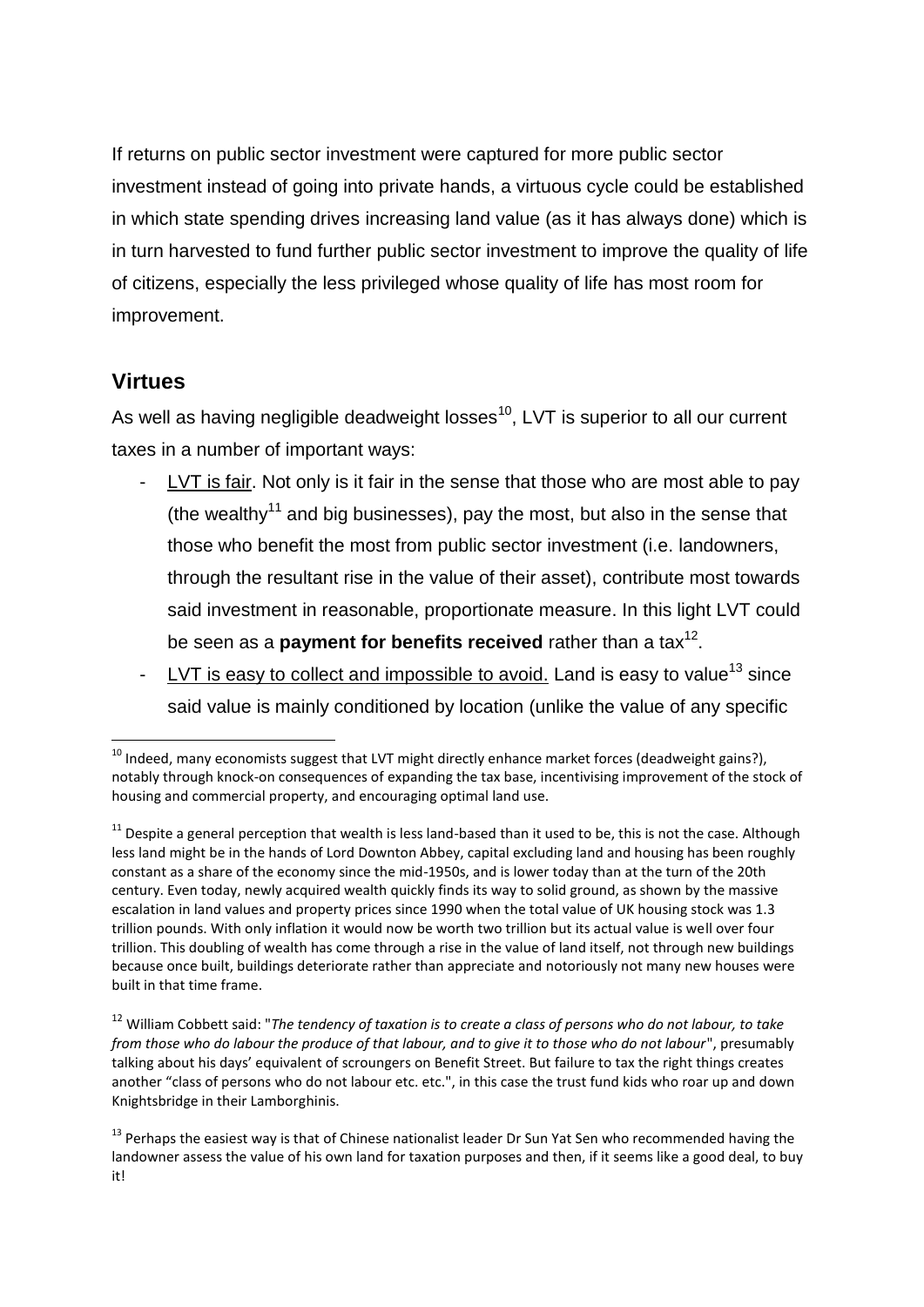If returns on public sector investment were captured for more public sector investment instead of going into private hands, a virtuous cycle could be established in which state spending drives increasing land value (as it has always done) which is in turn harvested to fund further public sector investment to improve the quality of life of citizens, especially the less privileged whose quality of life has most room for improvement.

## Virtues

As well as having negligible deadweight losses[10], LVT is superior to all our current taxes in a number of important ways:

- LVT is fair. Not only is it fair in the sense that those who are most able to pay (the wealthy[11] and big businesses), pay the most, but also in the sense that those who benefit the most from public sector investment (i.e. landowners, through the resultant rise in the value of their asset), contribute most towards said investment in reasonable, proportionate measure. In this light LVT could be seen as a **payment for benefits received** rather than a tax[12].
- LVT is easy to collect and impossible to avoid. Land is easy to value[13] since said value is mainly conditioned by location (unlike the value of any specific

---

[10] Indeed, many economists suggest that LVT might directly enhance market forces (deadweight gains?), notably through knock-on consequences of expanding the tax base, incentivising improvement of the stock of housing and commercial property, and encouraging optimal land use.

[11] Despite a general perception that wealth is less land-based than it used to be, this is not the case. Although less land might be in the hands of Lord Downton Abbey, capital excluding land and housing has been roughly constant as a share of the economy since the mid-1950s, and is lower today than at the turn of the 20th century. Even today, newly acquired wealth quickly finds its way to solid ground, as shown by the massive escalation in land values and property prices since 1990 when the total value of UK housing stock was 1.3 trillion pounds. With only inflation it would now be worth two trillion but its actual value is well over four trillion. This doubling of wealth has come through a rise in the value of land itself, not through new buildings because once built, buildings deteriorate rather than appreciate and notoriously not many new houses were built in that time frame.

[12] William Cobbett said: "*The tendency of taxation is to create a class of persons who do not labour, to take from those who do labour the produce of that labour, and to give it to those who do not labour*", presumably talking about his days' equivalent of scroungers on Benefit Street. But failure to tax the right things creates another "class of persons who do not labour etc. etc.", in this case the trust fund kids who roar up and down Knightsbridge in their Lamborghinis.

[13] Perhaps the easiest way is that of Chinese nationalist leader Dr Sun Yat Sen who recommended having the landowner assess the value of his own land for taxation purposes and then, if it seems like a good deal, to buy it!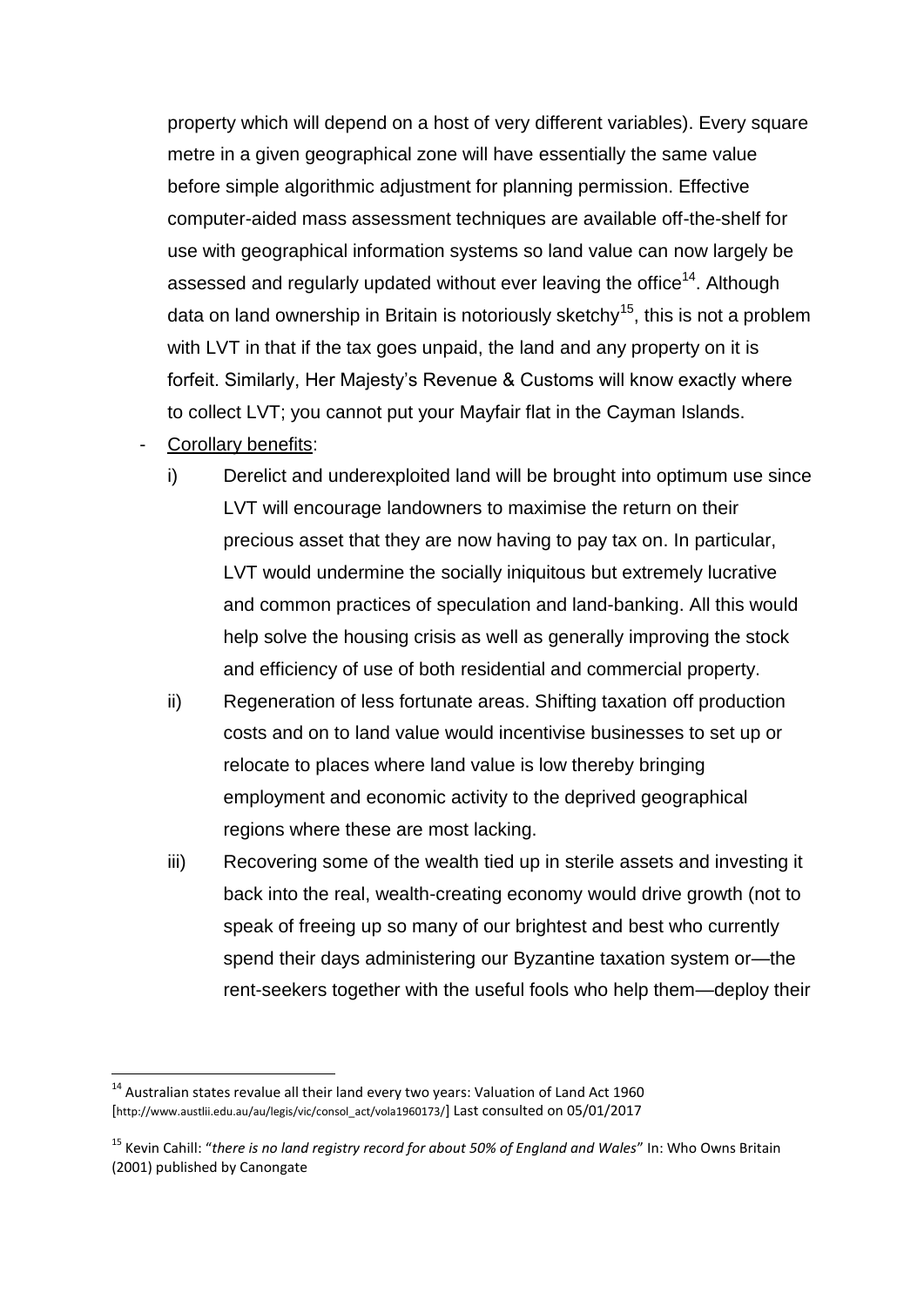property which will depend on a host of very different variables). Every square metre in a given geographical zone will have essentially the same value before simple algorithmic adjustment for planning permission. Effective computer-aided mass assessment techniques are available off-the-shelf for use with geographical information systems so land value can now largely be assessed and regularly updated without ever leaving the office[14]. Although data on land ownership in Britain is notoriously sketchy[15], this is not a problem with LVT in that if the tax goes unpaid, the land and any property on it is forfeit. Similarly, Her Majesty's Revenue & Customs will know exactly where to collect LVT; you cannot put your Mayfair flat in the Cayman Islands.

- Corollary benefits:
  - i) Derelict and underexploited land will be brought into optimum use since LVT will encourage landowners to maximise the return on their precious asset that they are now having to pay tax on. In particular, LVT would undermine the socially iniquitous but extremely lucrative and common practices of speculation and land-banking. All this would help solve the housing crisis as well as generally improving the stock and efficiency of use of both residential and commercial property.
  - ii) Regeneration of less fortunate areas. Shifting taxation off production costs and on to land value would incentivise businesses to set up or relocate to places where land value is low thereby bringing employment and economic activity to the deprived geographical regions where these are most lacking.
  - iii) Recovering some of the wealth tied up in sterile assets and investing it back into the real, wealth-creating economy would drive growth (not to speak of freeing up so many of our brightest and best who currently spend their days administering our Byzantine taxation system or—the rent-seekers together with the useful fools who help them—deploy their

---

[14] Australian states revalue all their land every two years: Valuation of Land Act 1960 [http://www.austlii.edu.au/au/legis/vic/consol_act/vola1960173/] Last consulted on 05/01/2017

[15] Kevin Cahill: "*there is no land registry record for about 50% of England and Wales*" In: Who Owns Britain (2001) published by Canongate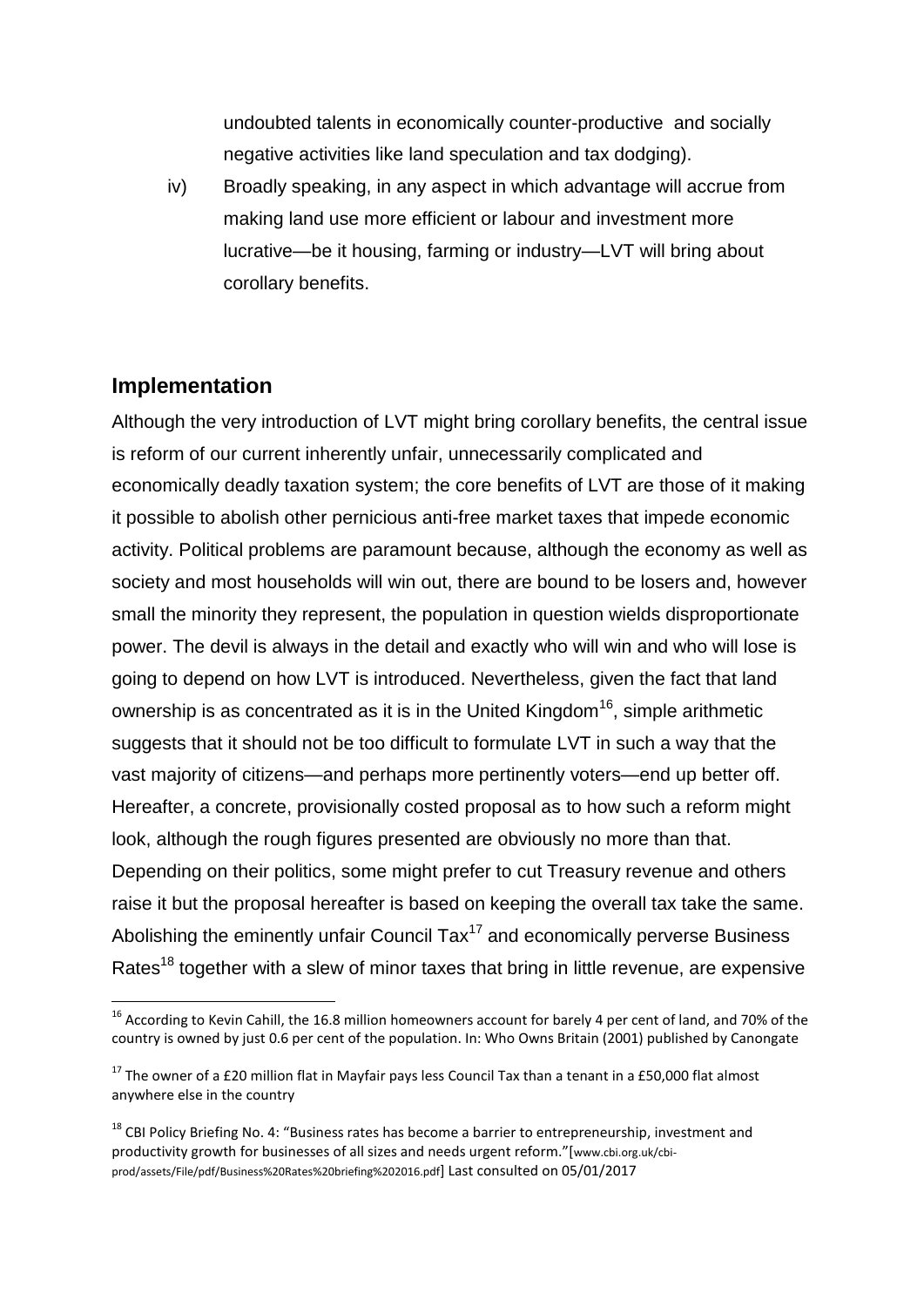undoubted talents in economically counter-productive and socially negative activities like land speculation and tax dodging).

iv) Broadly speaking, in any aspect in which advantage will accrue from making land use more efficient or labour and investment more lucrative—be it housing, farming or industry—LVT will bring about corollary benefits.

## Implementation

Although the very introduction of LVT might bring corollary benefits, the central issue is reform of our current inherently unfair, unnecessarily complicated and economically deadly taxation system; the core benefits of LVT are those of it making it possible to abolish other pernicious anti-free market taxes that impede economic activity. Political problems are paramount because, although the economy as well as society and most households will win out, there are bound to be losers and, however small the minority they represent, the population in question wields disproportionate power. The devil is always in the detail and exactly who will win and who will lose is going to depend on how LVT is introduced. Nevertheless, given the fact that land ownership is as concentrated as it is in the United Kingdom[16], simple arithmetic suggests that it should not be too difficult to formulate LVT in such a way that the vast majority of citizens—and perhaps more pertinently voters—end up better off. Hereafter, a concrete, provisionally costed proposal as to how such a reform might look, although the rough figures presented are obviously no more than that. Depending on their politics, some might prefer to cut Treasury revenue and others raise it but the proposal hereafter is based on keeping the overall tax take the same. Abolishing the eminently unfair Council Tax[17] and economically perverse Business Rates[18] together with a slew of minor taxes that bring in little revenue, are expensive

---

[16] According to Kevin Cahill, the 16.8 million homeowners account for barely 4 per cent of land, and 70% of the country is owned by just 0.6 per cent of the population. In: Who Owns Britain (2001) published by Canongate

[17] The owner of a £20 million flat in Mayfair pays less Council Tax than a tenant in a £50,000 flat almost anywhere else in the country

[18] CBI Policy Briefing No. 4: "Business rates has become a barrier to entrepreneurship, investment and productivity growth for businesses of all sizes and needs urgent reform."[www.cbi.org.uk/cbi-prod/assets/File/pdf/Business%20Rates%20briefing%202016.pdf] Last consulted on 05/01/2017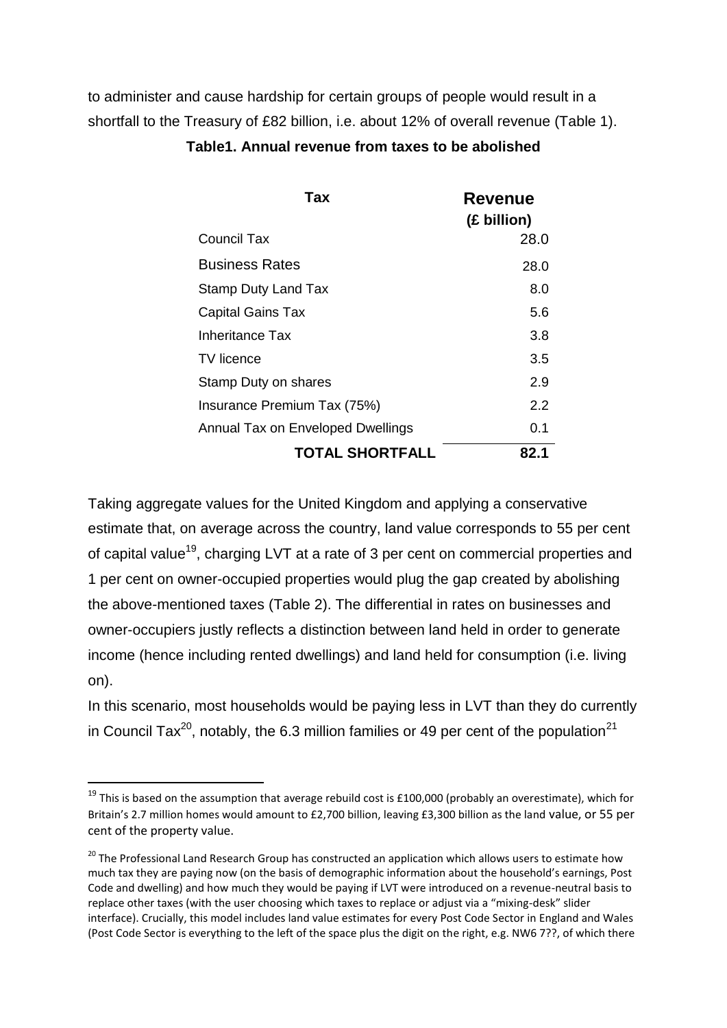to administer and cause hardship for certain groups of people would result in a shortfall to the Treasury of £82 billion, i.e. about 12% of overall revenue (Table 1).

**Table1. Annual revenue from taxes to be abolished**

| Tax | Revenue (£ billion) |
| --- | --- |
| Council Tax | 28.0 |
| Business Rates | 28.0 |
| Stamp Duty Land Tax | 8.0 |
| Capital Gains Tax | 5.6 |
| Inheritance Tax | 3.8 |
| TV licence | 3.5 |
| Stamp Duty on shares | 2.9 |
| Insurance Premium Tax (75%) | 2.2 |
| Annual Tax on Enveloped Dwellings | 0.1 |
| **TOTAL SHORTFALL** | **82.1** |

Taking aggregate values for the United Kingdom and applying a conservative estimate that, on average across the country, land value corresponds to 55 per cent of capital value[19], charging LVT at a rate of 3 per cent on commercial properties and 1 per cent on owner-occupied properties would plug the gap created by abolishing the above-mentioned taxes (Table 2). The differential in rates on businesses and owner-occupiers justly reflects a distinction between land held in order to generate income (hence including rented dwellings) and land held for consumption (i.e. living on).

In this scenario, most households would be paying less in LVT than they do currently in Council Tax[20], notably, the 6.3 million families or 49 per cent of the population[21]

---

[19] This is based on the assumption that average rebuild cost is £100,000 (probably an overestimate), which for Britain's 2.7 million homes would amount to £2,700 billion, leaving £3,300 billion as the land value, or 55 per cent of the property value.

[20] The Professional Land Research Group has constructed an application which allows users to estimate how much tax they are paying now (on the basis of demographic information about the household's earnings, Post Code and dwelling) and how much they would be paying if LVT were introduced on a revenue-neutral basis to replace other taxes (with the user choosing which taxes to replace or adjust via a "mixing-desk" slider interface). Crucially, this model includes land value estimates for every Post Code Sector in England and Wales (Post Code Sector is everything to the left of the space plus the digit on the right, e.g. NW6 7??, of which there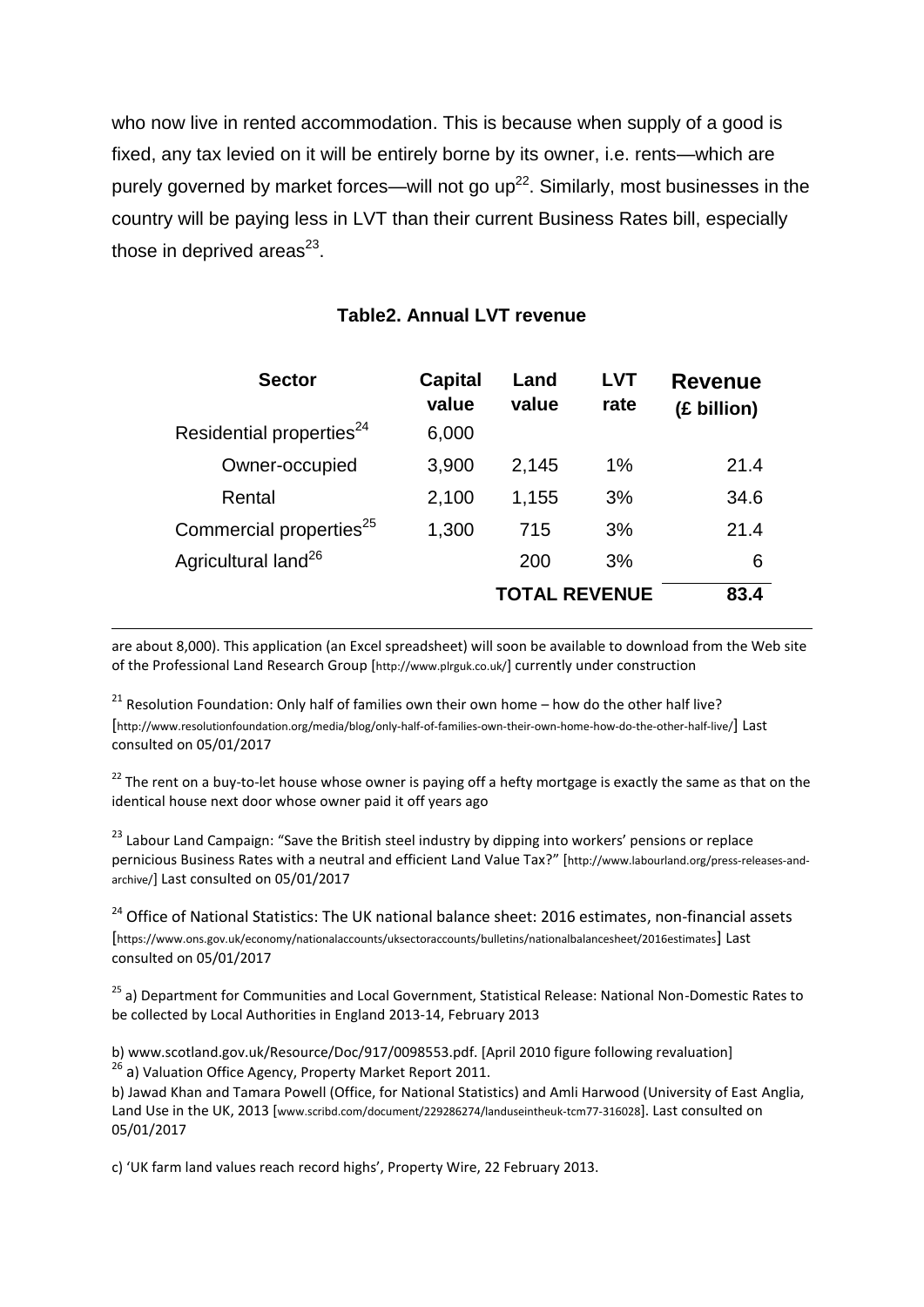who now live in rented accommodation. This is because when supply of a good is fixed, any tax levied on it will be entirely borne by its owner, i.e. rents—which are purely governed by market forces—will not go up[22]. Similarly, most businesses in the country will be paying less in LVT than their current Business Rates bill, especially those in deprived areas[23].

**Table2. Annual LVT revenue**

| Sector | Capital value | Land value | LVT rate | Revenue (£ billion) |
|---|---|---|---|---|
| Residential properties[24] | 6,000 | | | |
| Owner-occupied | 3,900 | 2,145 | 1% | 21.4 |
| Rental | 2,100 | 1,155 | 3% | 34.6 |
| Commercial properties[25] | 1,300 | 715 | 3% | 21.4 |
| Agricultural land[26] | | 200 | 3% | 6 |
| | | **TOTAL REVENUE** | | **83.4** |

---

are about 8,000). This application (an Excel spreadsheet) will soon be available to download from the Web site of the Professional Land Research Group [http://www.plrguk.co.uk/] currently under construction

[21] Resolution Foundation: Only half of families own their own home – how do the other half live? [http://www.resolutionfoundation.org/media/blog/only-half-of-families-own-their-own-home-how-do-the-other-half-live/] Last consulted on 05/01/2017

[22] The rent on a buy-to-let house whose owner is paying off a hefty mortgage is exactly the same as that on the identical house next door whose owner paid it off years ago

[23] Labour Land Campaign: "Save the British steel industry by dipping into workers' pensions or replace pernicious Business Rates with a neutral and efficient Land Value Tax?" [http://www.labourland.org/press-releases-and-archive/] Last consulted on 05/01/2017

[24] Office of National Statistics: The UK national balance sheet: 2016 estimates, non-financial assets [https://www.ons.gov.uk/economy/nationalaccounts/uksectoraccounts/bulletins/nationalbalancesheet/2016estimates] Last consulted on 05/01/2017

[25] a) Department for Communities and Local Government, Statistical Release: National Non-Domestic Rates to be collected by Local Authorities in England 2013-14, February 2013

b) www.scotland.gov.uk/Resource/Doc/917/0098553.pdf. [April 2010 figure following revaluation]

[26] a) Valuation Office Agency, Property Market Report 2011.

b) Jawad Khan and Tamara Powell (Office, for National Statistics) and Amli Harwood (University of East Anglia, Land Use in the UK, 2013 [www.scribd.com/document/229286274/landuseintheuk-tcm77-316028]. Last consulted on 05/01/2017

c) 'UK farm land values reach record highs', Property Wire, 22 February 2013.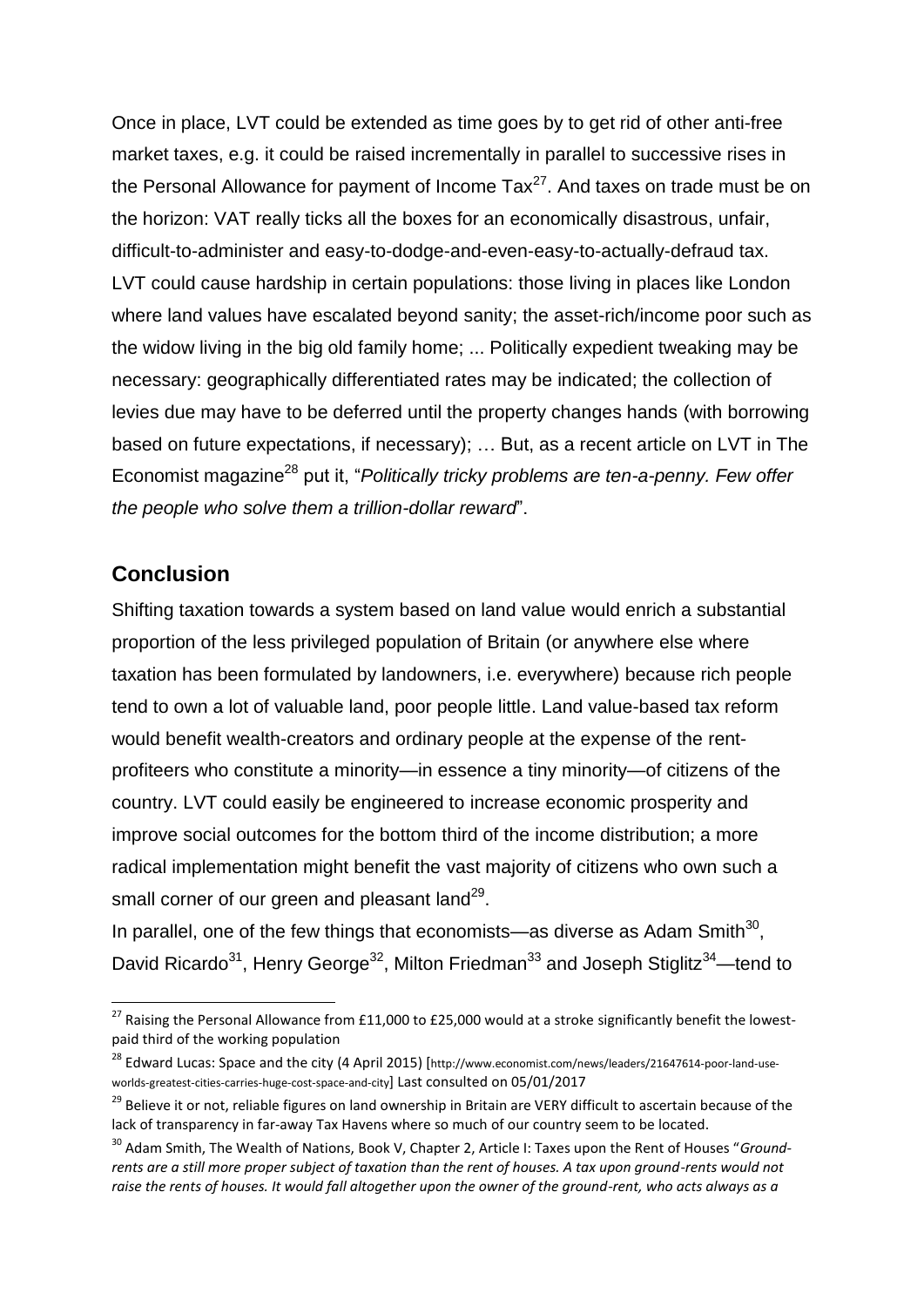Once in place, LVT could be extended as time goes by to get rid of other anti-free market taxes, e.g. it could be raised incrementally in parallel to successive rises in the Personal Allowance for payment of Income Tax[27]. And taxes on trade must be on the horizon: VAT really ticks all the boxes for an economically disastrous, unfair, difficult-to-administer and easy-to-dodge-and-even-easy-to-actually-defraud tax.

LVT could cause hardship in certain populations: those living in places like London where land values have escalated beyond sanity; the asset-rich/income poor such as the widow living in the big old family home; ... Politically expedient tweaking may be necessary: geographically differentiated rates may be indicated; the collection of levies due may have to be deferred until the property changes hands (with borrowing based on future expectations, if necessary); … But, as a recent article on LVT in The Economist magazine[28] put it, "*Politically tricky problems are ten-a-penny. Few offer the people who solve them a trillion-dollar reward*".

## Conclusion

Shifting taxation towards a system based on land value would enrich a substantial proportion of the less privileged population of Britain (or anywhere else where taxation has been formulated by landowners, i.e. everywhere) because rich people tend to own a lot of valuable land, poor people little. Land value-based tax reform would benefit wealth-creators and ordinary people at the expense of the rent-profiteers who constitute a minority—in essence a tiny minority—of citizens of the country. LVT could easily be engineered to increase economic prosperity and improve social outcomes for the bottom third of the income distribution; a more radical implementation might benefit the vast majority of citizens who own such a small corner of our green and pleasant land[29].

In parallel, one of the few things that economists—as diverse as Adam Smith[30], David Ricardo[31], Henry George[32], Milton Friedman[33] and Joseph Stiglitz[34]—tend to

---

[27] Raising the Personal Allowance from £11,000 to £25,000 would at a stroke significantly benefit the lowest-paid third of the working population

[28] Edward Lucas: Space and the city (4 April 2015) [http://www.economist.com/news/leaders/21647614-poor-land-use-worlds-greatest-cities-carries-huge-cost-space-and-city] Last consulted on 05/01/2017

[29] Believe it or not, reliable figures on land ownership in Britain are VERY difficult to ascertain because of the lack of transparency in far-away Tax Havens where so much of our country seem to be located.

[30] Adam Smith, The Wealth of Nations, Book V, Chapter 2, Article I: Taxes upon the Rent of Houses "*Ground-rents are a still more proper subject of taxation than the rent of houses. A tax upon ground-rents would not raise the rents of houses. It would fall altogether upon the owner of the ground-rent, who acts always as a*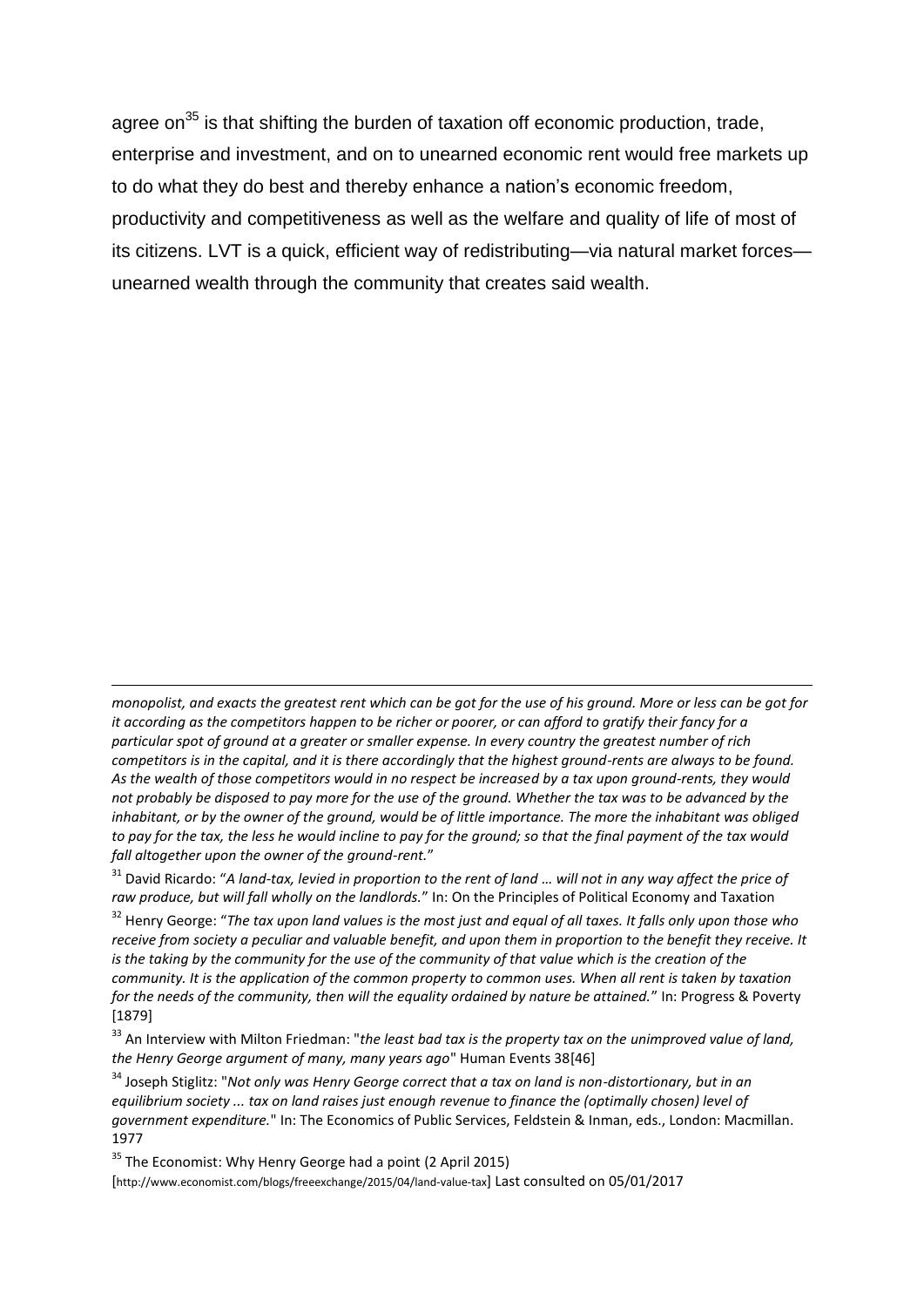agree on[35] is that shifting the burden of taxation off economic production, trade, enterprise and investment, and on to unearned economic rent would free markets up to do what they do best and thereby enhance a nation's economic freedom, productivity and competitiveness as well as the welfare and quality of life of most of its citizens. LVT is a quick, efficient way of redistributing—via natural market forces—unearned wealth through the community that creates said wealth.

---

*monopolist, and exacts the greatest rent which can be got for the use of his ground. More or less can be got for it according as the competitors happen to be richer or poorer, or can afford to gratify their fancy for a particular spot of ground at a greater or smaller expense. In every country the greatest number of rich competitors is in the capital, and it is there accordingly that the highest ground-rents are always to be found. As the wealth of those competitors would in no respect be increased by a tax upon ground-rents, they would not probably be disposed to pay more for the use of the ground. Whether the tax was to be advanced by the inhabitant, or by the owner of the ground, would be of little importance. The more the inhabitant was obliged to pay for the tax, the less he would incline to pay for the ground; so that the final payment of the tax would fall altogether upon the owner of the ground-rent.*"

[31] David Ricardo: "*A land-tax, levied in proportion to the rent of land … will not in any way affect the price of raw produce, but will fall wholly on the landlords.*" In: On the Principles of Political Economy and Taxation

[32] Henry George: "*The tax upon land values is the most just and equal of all taxes. It falls only upon those who receive from society a peculiar and valuable benefit, and upon them in proportion to the benefit they receive. It is the taking by the community for the use of the community of that value which is the creation of the community. It is the application of the common property to common uses. When all rent is taken by taxation for the needs of the community, then will the equality ordained by nature be attained.*" In: Progress & Poverty [1879]

[33] An Interview with Milton Friedman: "*the least bad tax is the property tax on the unimproved value of land, the Henry George argument of many, many years ago*" Human Events 38[46]

[34] Joseph Stiglitz: "*Not only was Henry George correct that a tax on land is non-distortionary, but in an equilibrium society ... tax on land raises just enough revenue to finance the (optimally chosen) level of government expenditure.*" In: The Economics of Public Services, Feldstein & Inman, eds., London: Macmillan. 1977

[35] The Economist: Why Henry George had a point (2 April 2015) [http://www.economist.com/blogs/freeexchange/2015/04/land-value-tax] Last consulted on 05/01/2017